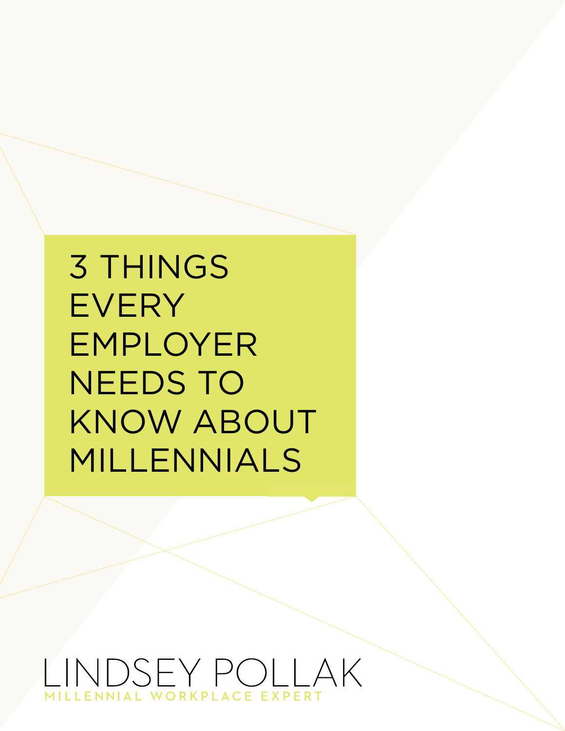# 3 THINGS EVERY EMPLOYER NEEDS TO KNOW ABOUT MILLENNIALS

LINDSEY POLLAK

MILLENNIAL WORKPLACE EXPERT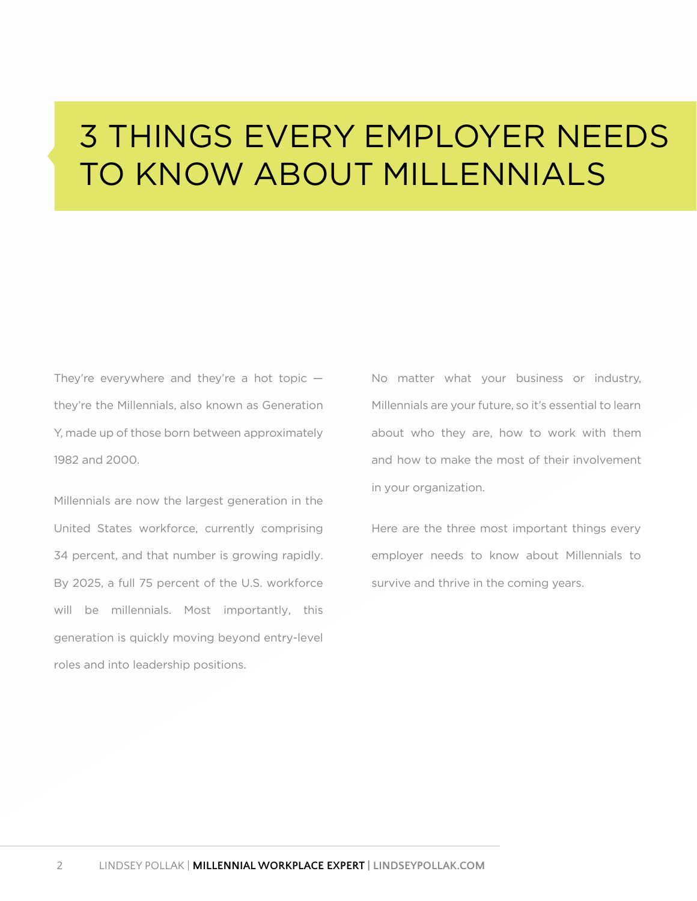# 3 THINGS EVERY EMPLOYER NEEDS TO KNOW ABOUT MILLENNIALS

They're everywhere and they're a hot topic — they're the Millennials, also known as Generation Y, made up of those born between approximately 1982 and 2000.

Millennials are now the largest generation in the United States workforce, currently comprising 34 percent, and that number is growing rapidly. By 2025, a full 75 percent of the U.S. workforce will be millennials. Most importantly, this generation is quickly moving beyond entry-level roles and into leadership positions.

No matter what your business or industry, Millennials are your future, so it's essential to learn about who they are, how to work with them and how to make the most of their involvement in your organization.

Here are the three most important things every employer needs to know about Millennials to survive and thrive in the coming years.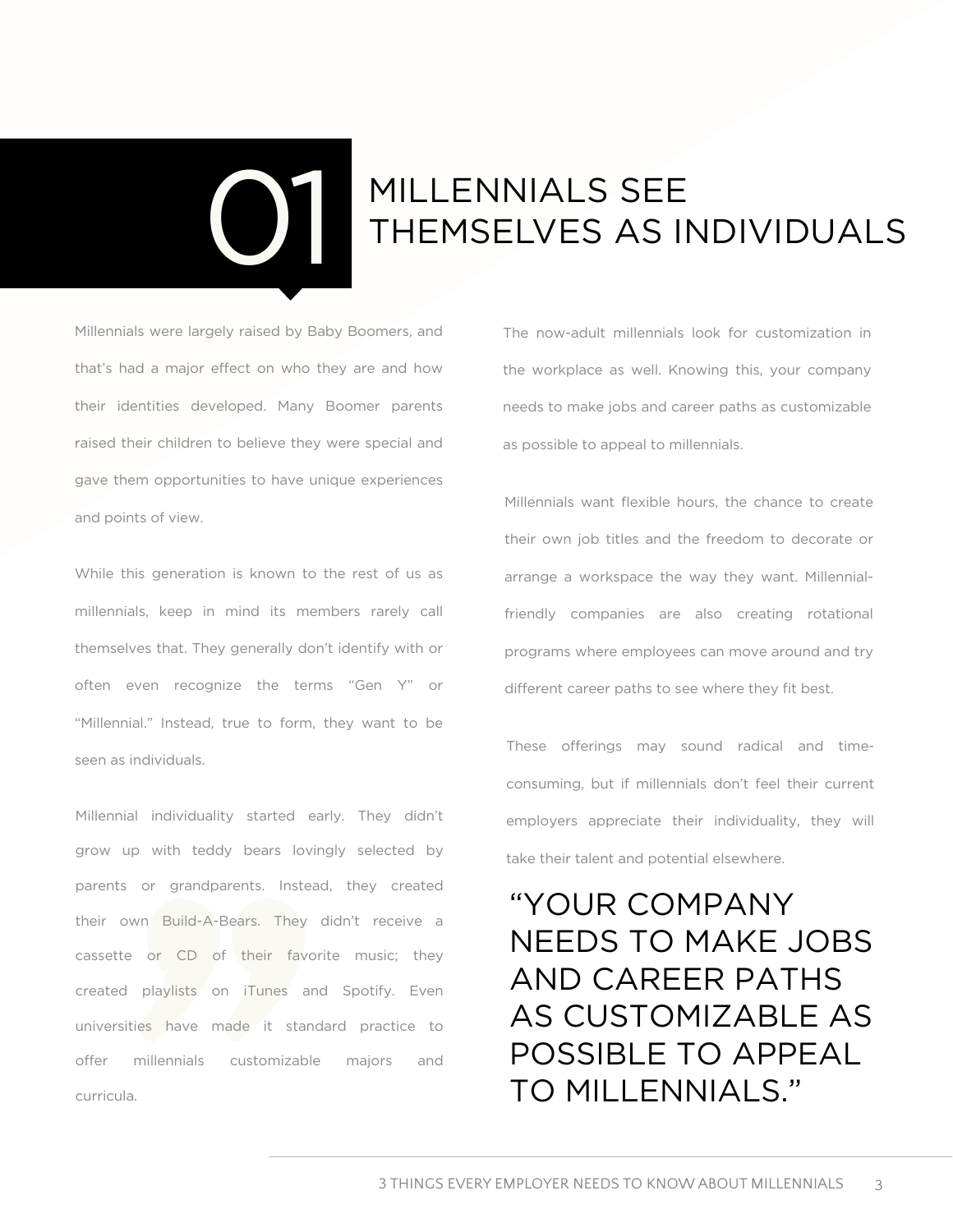# 01 MILLENNIALS SEE THEMSELVES AS INDIVIDUALS

Millennials were largely raised by Baby Boomers, and that's had a major effect on who they are and how their identities developed. Many Boomer parents raised their children to believe they were special and gave them opportunities to have unique experiences and points of view.

While this generation is known to the rest of us as millennials, keep in mind its members rarely call themselves that. They generally don't identify with or often even recognize the terms "Gen Y" or "Millennial." Instead, true to form, they want to be seen as individuals.

Millennial individuality started early. They didn't grow up with teddy bears lovingly selected by parents or grandparents. Instead, they created their own Build-A-Bears. They didn't receive a cassette or CD of their favorite music; they created playlists on iTunes and Spotify. Even universities have made it standard practice to offer millennials customizable majors and curricula.

The now-adult millennials look for customization in the workplace as well. Knowing this, your company needs to make jobs and career paths as customizable as possible to appeal to millennials.

Millennials want flexible hours, the chance to create their own job titles and the freedom to decorate or arrange a workspace the way they want. Millennial-friendly companies are also creating rotational programs where employees can move around and try different career paths to see where they fit best.

These offerings may sound radical and time-consuming, but if millennials don't feel their current employers appreciate their individuality, they will take their talent and potential elsewhere.

> "YOUR COMPANY NEEDS TO MAKE JOBS AND CAREER PATHS AS CUSTOMIZABLE AS POSSIBLE TO APPEAL TO MILLENNIALS."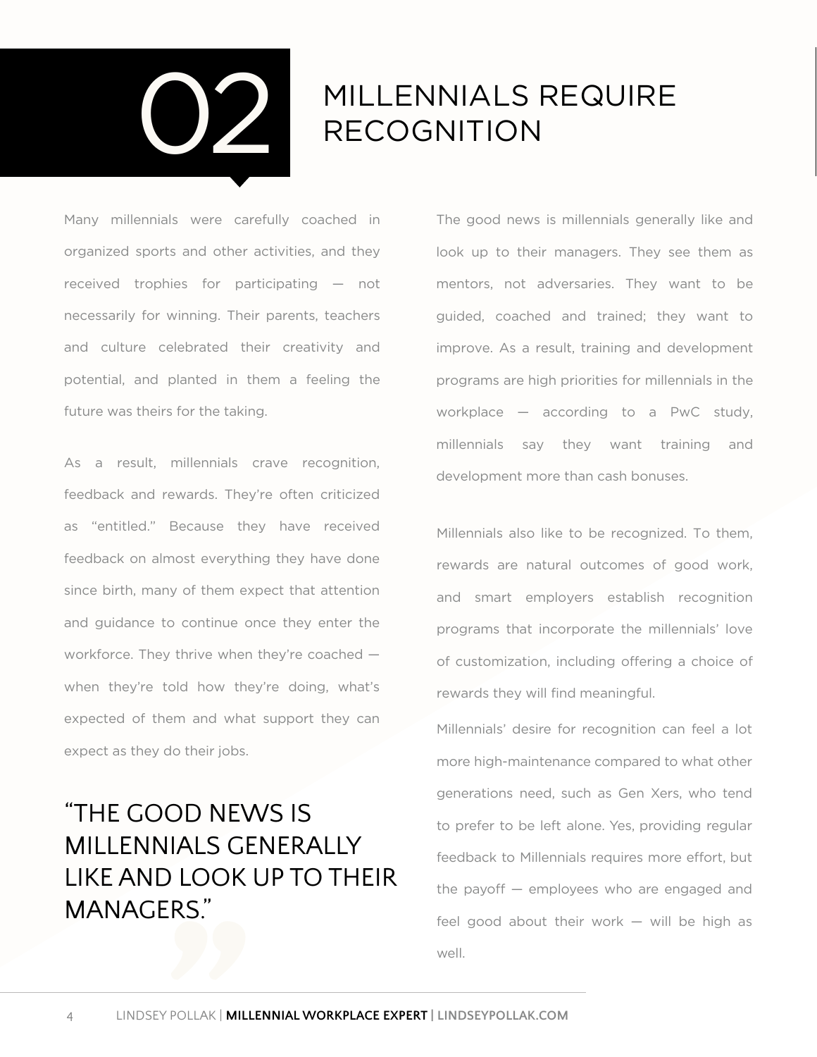## 02 MILLENNIALS REQUIRE RECOGNITION

Many millennials were carefully coached in organized sports and other activities, and they received trophies for participating — not necessarily for winning. Their parents, teachers and culture celebrated their creativity and potential, and planted in them a feeling the future was theirs for the taking.

As a result, millennials crave recognition, feedback and rewards. They're often criticized as "entitled." Because they have received feedback on almost everything they have done since birth, many of them expect that attention and guidance to continue once they enter the workforce. They thrive when they're coached — when they're told how they're doing, what's expected of them and what support they can expect as they do their jobs.

> "THE GOOD NEWS IS MILLENNIALS GENERALLY LIKE AND LOOK UP TO THEIR MANAGERS."

The good news is millennials generally like and look up to their managers. They see them as mentors, not adversaries. They want to be guided, coached and trained; they want to improve. As a result, training and development programs are high priorities for millennials in the workplace — according to a PwC study, millennials say they want training and development more than cash bonuses.

Millennials also like to be recognized. To them, rewards are natural outcomes of good work, and smart employers establish recognition programs that incorporate the millennials' love of customization, including offering a choice of rewards they will find meaningful.

Millennials' desire for recognition can feel a lot more high-maintenance compared to what other generations need, such as Gen Xers, who tend to prefer to be left alone. Yes, providing regular feedback to Millennials requires more effort, but the payoff — employees who are engaged and feel good about their work — will be high as well.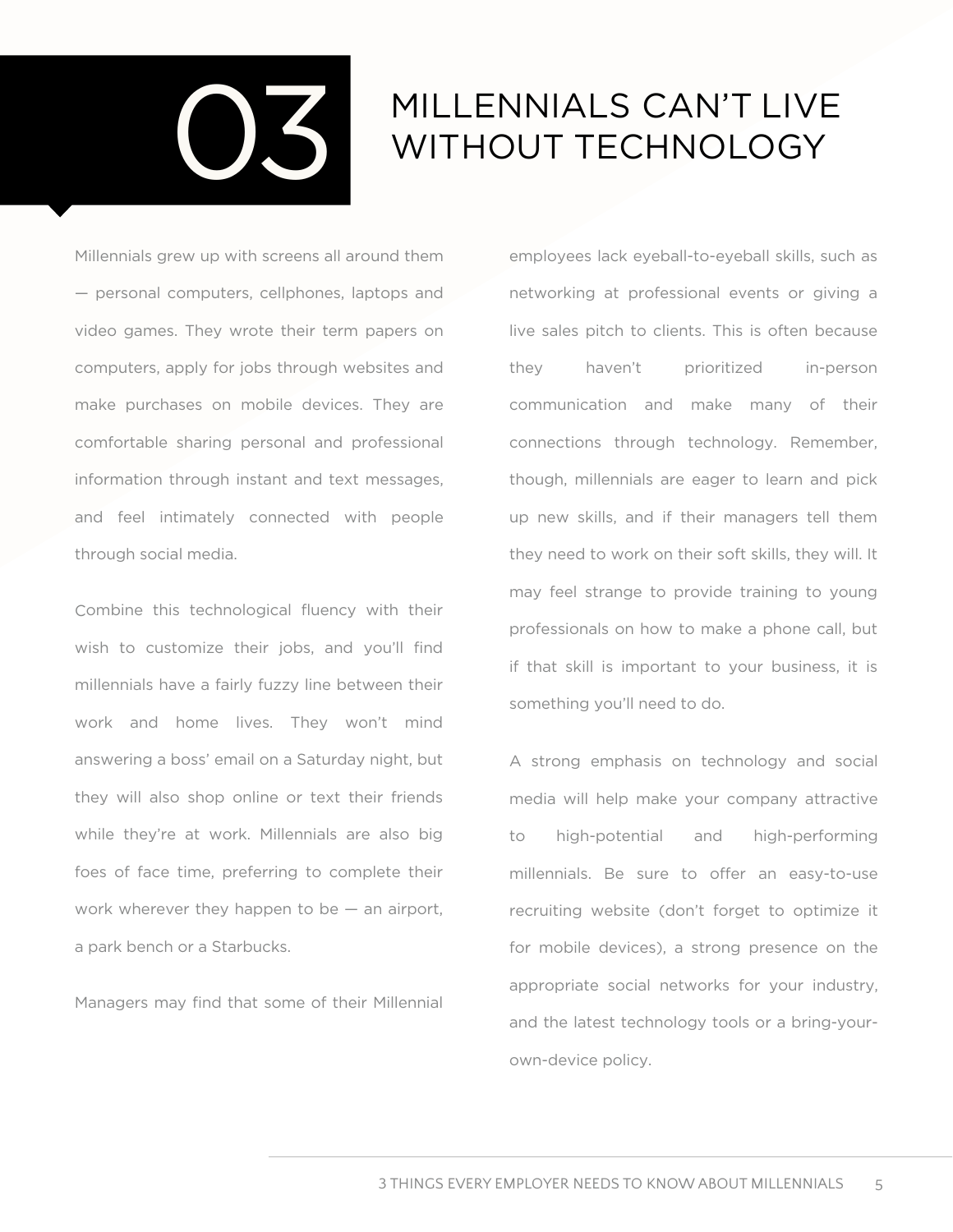# 03 MILLENNIALS CAN'T LIVE WITHOUT TECHNOLOGY

Millennials grew up with screens all around them — personal computers, cellphones, laptops and video games. They wrote their term papers on computers, apply for jobs through websites and make purchases on mobile devices. They are comfortable sharing personal and professional information through instant and text messages, and feel intimately connected with people through social media.

Combine this technological fluency with their wish to customize their jobs, and you'll find millennials have a fairly fuzzy line between their work and home lives. They won't mind answering a boss' email on a Saturday night, but they will also shop online or text their friends while they're at work. Millennials are also big foes of face time, preferring to complete their work wherever they happen to be — an airport, a park bench or a Starbucks.

Managers may find that some of their Millennial employees lack eyeball-to-eyeball skills, such as networking at professional events or giving a live sales pitch to clients. This is often because they haven't prioritized in-person communication and make many of their connections through technology. Remember, though, millennials are eager to learn and pick up new skills, and if their managers tell them they need to work on their soft skills, they will. It may feel strange to provide training to young professionals on how to make a phone call, but if that skill is important to your business, it is something you'll need to do.

A strong emphasis on technology and social media will help make your company attractive to high-potential and high-performing millennials. Be sure to offer an easy-to-use recruiting website (don't forget to optimize it for mobile devices), a strong presence on the appropriate social networks for your industry, and the latest technology tools or a bring-your-own-device policy.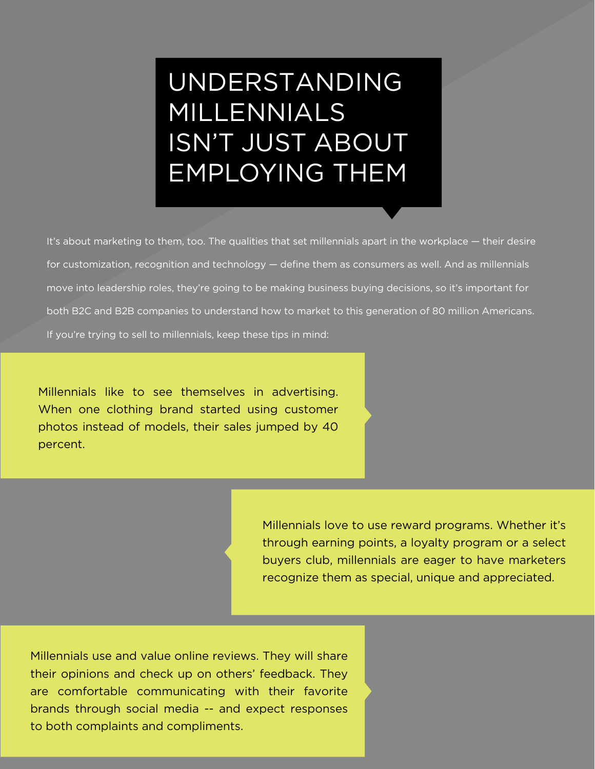# UNDERSTANDING MILLENNIALS ISN'T JUST ABOUT EMPLOYING THEM

It's about marketing to them, too. The qualities that set millennials apart in the workplace — their desire for customization, recognition and technology — define them as consumers as well. And as millennials move into leadership roles, they're going to be making business buying decisions, so it's important for both B2C and B2B companies to understand how to market to this generation of 80 million Americans. If you're trying to sell to millennials, keep these tips in mind:

Millennials like to see themselves in advertising. When one clothing brand started using customer photos instead of models, their sales jumped by 40 percent.

Millennials love to use reward programs. Whether it's through earning points, a loyalty program or a select buyers club, millennials are eager to have marketers recognize them as special, unique and appreciated.

Millennials use and value online reviews. They will share their opinions and check up on others' feedback. They are comfortable communicating with their favorite brands through social media -- and expect responses to both complaints and compliments.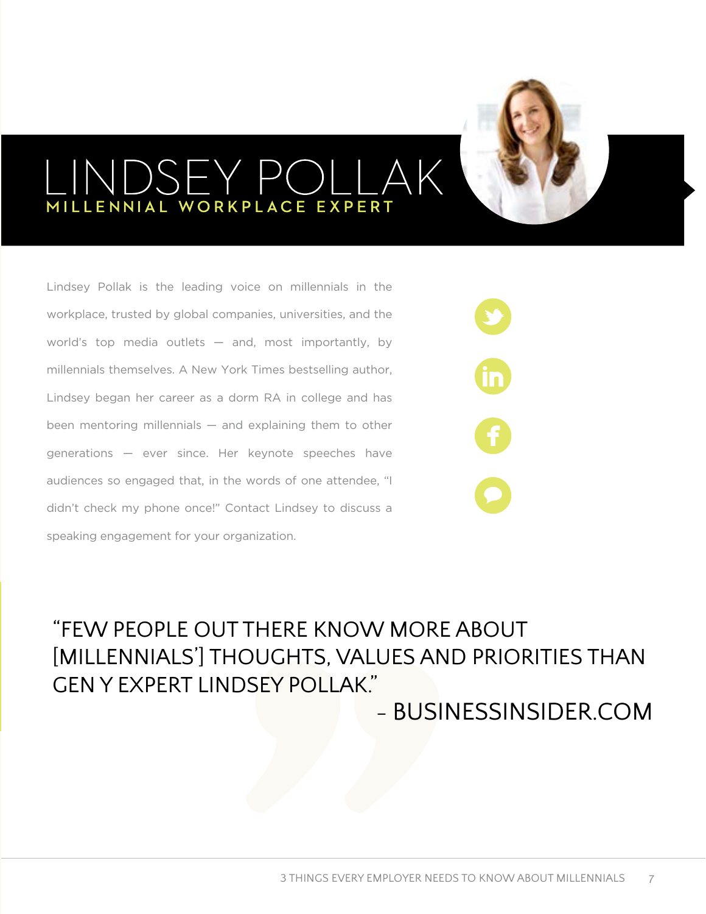# LINDSEY POLLAK

## MILLENNIAL WORKPLACE EXPERT

Lindsey Pollak is the leading voice on millennials in the workplace, trusted by global companies, universities, and the world's top media outlets — and, most importantly, by millennials themselves. A New York Times bestselling author, Lindsey began her career as a dorm RA in college and has been mentoring millennials — and explaining them to other generations — ever since. Her keynote speeches have audiences so engaged that, in the words of one attendee, "I didn't check my phone once!" Contact Lindsey to discuss a speaking engagement for your organization.

> "FEW PEOPLE OUT THERE KNOW MORE ABOUT [MILLENNIALS'] THOUGHTS, VALUES AND PRIORITIES THAN GEN Y EXPERT LINDSEY POLLAK."
>
> – BUSINESSINSIDER.COM